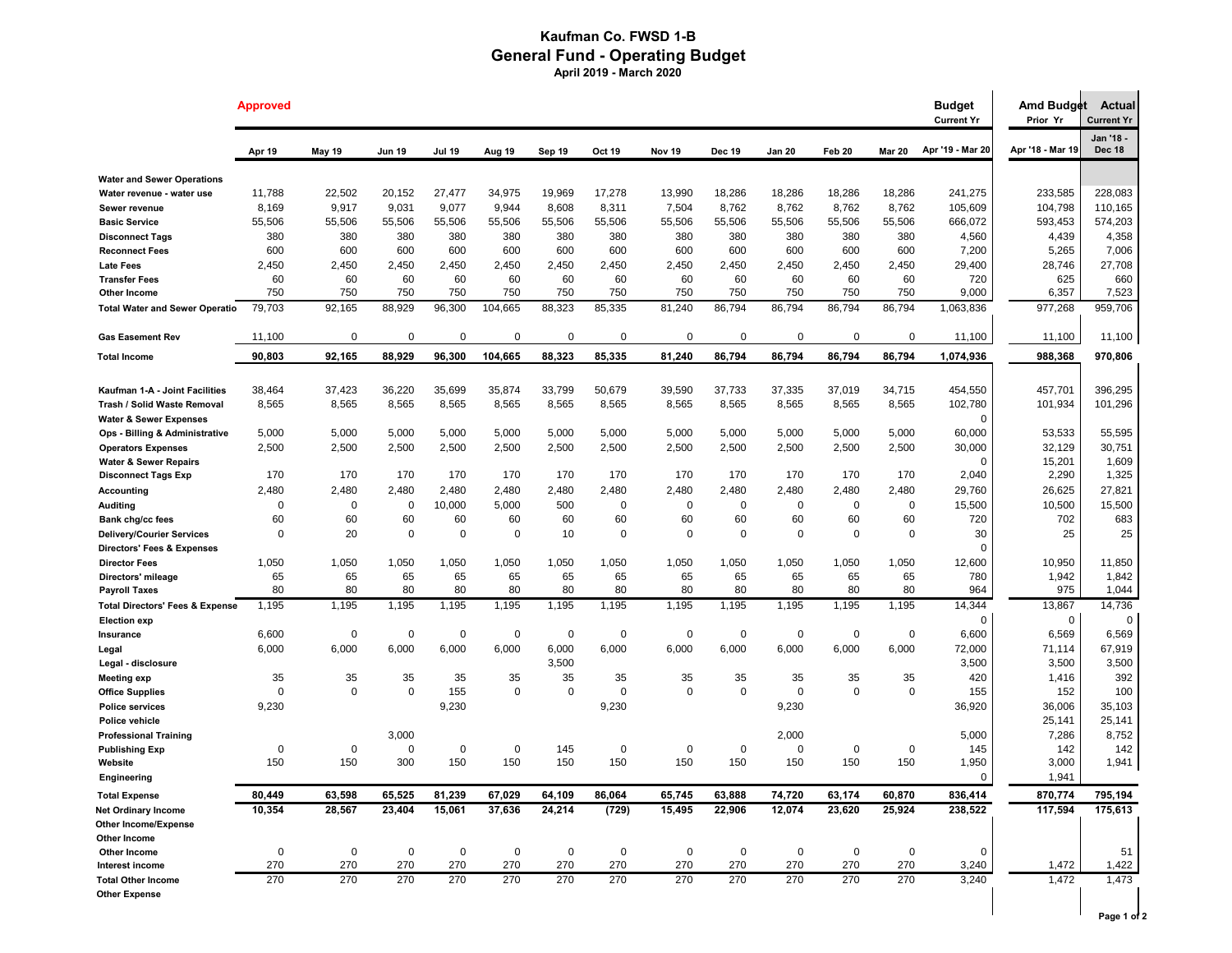# Kaufman Co. FWSD 1-B

## General Fund - Operating Budget

### April 2019 - March 2020

**Approved**

| | Apr 19 | May 19 | Jun 19 | Jul 19 | Aug 19 | Sep 19 | Oct 19 | Nov 19 | Dec 19 | Jan 20 | Feb 20 | Mar 20 | Budget Current Yr Apr '19 - Mar 20 | Amd Budget Prior Yr Apr '18 - Mar 19 | Actual Current Yr Jan '18 - Dec 18 |
|---|---|---|---|---|---|---|---|---|---|---|---|---|---|---|---|
| **Water and Sewer Operations** | | | | | | | | | | | | | | | |
| **Water revenue - water use** | 11,788 | 22,502 | 20,152 | 27,477 | 34,975 | 19,969 | 17,278 | 13,990 | 18,286 | 18,286 | 18,286 | 18,286 | 241,275 | 233,585 | 228,083 |
| **Sewer revenue** | 8,169 | 9,917 | 9,031 | 9,077 | 9,944 | 8,608 | 8,311 | 7,504 | 8,762 | 8,762 | 8,762 | 8,762 | 105,609 | 104,798 | 110,165 |
| **Basic Service** | 55,506 | 55,506 | 55,506 | 55,506 | 55,506 | 55,506 | 55,506 | 55,506 | 55,506 | 55,506 | 55,506 | 55,506 | 666,072 | 593,453 | 574,203 |
| **Disconnect Tags** | 380 | 380 | 380 | 380 | 380 | 380 | 380 | 380 | 380 | 380 | 380 | 380 | 4,560 | 4,439 | 4,358 |
| **Reconnect Fees** | 600 | 600 | 600 | 600 | 600 | 600 | 600 | 600 | 600 | 600 | 600 | 600 | 7,200 | 5,265 | 7,006 |
| **Late Fees** | 2,450 | 2,450 | 2,450 | 2,450 | 2,450 | 2,450 | 2,450 | 2,450 | 2,450 | 2,450 | 2,450 | 2,450 | 29,400 | 28,746 | 27,708 |
| **Transfer Fees** | 60 | 60 | 60 | 60 | 60 | 60 | 60 | 60 | 60 | 60 | 60 | 60 | 720 | 625 | 660 |
| **Other Income** | 750 | 750 | 750 | 750 | 750 | 750 | 750 | 750 | 750 | 750 | 750 | 750 | 9,000 | 6,357 | 7,523 |
| **Total Water and Sewer Operatio** | 79,703 | 92,165 | 88,929 | 96,300 | 104,665 | 88,323 | 85,335 | 81,240 | 86,794 | 86,794 | 86,794 | 86,794 | 1,063,836 | 977,268 | 959,706 |
| **Gas Easement Rev** | 11,100 | 0 | 0 | 0 | 0 | 0 | 0 | 0 | 0 | 0 | 0 | 0 | 11,100 | 11,100 | 11,100 |
| **Total Income** | **90,803** | **92,165** | **88,929** | **96,300** | **104,665** | **88,323** | **85,335** | **81,240** | **86,794** | **86,794** | **86,794** | **86,794** | **1,074,936** | **988,368** | **970,806** |
| **Kaufman 1-A - Joint Facilities** | 38,464 | 37,423 | 36,220 | 35,699 | 35,874 | 33,799 | 50,679 | 39,590 | 37,733 | 37,335 | 37,019 | 34,715 | 454,550 | 457,701 | 396,295 |
| **Trash / Solid Waste Removal** | 8,565 | 8,565 | 8,565 | 8,565 | 8,565 | 8,565 | 8,565 | 8,565 | 8,565 | 8,565 | 8,565 | 8,565 | 102,780 | 101,934 | 101,296 |
| **Water & Sewer Expenses** | | | | | | | | | | | | | 0 | | |
| **Ops - Billing & Administrative** | 5,000 | 5,000 | 5,000 | 5,000 | 5,000 | 5,000 | 5,000 | 5,000 | 5,000 | 5,000 | 5,000 | 5,000 | 60,000 | 53,533 | 55,595 |
| **Operators Expenses** | 2,500 | 2,500 | 2,500 | 2,500 | 2,500 | 2,500 | 2,500 | 2,500 | 2,500 | 2,500 | 2,500 | 2,500 | 30,000 | 32,129 | 30,751 |
| **Water & Sewer Repairs** | | | | | | | | | | | | | 0 | 15,201 | 1,609 |
| **Disconnect Tags Exp** | 170 | 170 | 170 | 170 | 170 | 170 | 170 | 170 | 170 | 170 | 170 | 170 | 2,040 | 2,290 | 1,325 |
| **Accounting** | 2,480 | 2,480 | 2,480 | 2,480 | 2,480 | 2,480 | 2,480 | 2,480 | 2,480 | 2,480 | 2,480 | 2,480 | 29,760 | 26,625 | 27,821 |
| **Auditing** | 0 | 0 | 0 | 10,000 | 5,000 | 500 | 0 | 0 | 0 | 0 | 0 | 0 | 15,500 | 10,500 | 15,500 |
| **Bank chg/cc fees** | 60 | 60 | 60 | 60 | 60 | 60 | 60 | 60 | 60 | 60 | 60 | 60 | 720 | 702 | 683 |
| **Delivery/Courier Services** | 0 | 20 | 0 | 0 | 0 | 10 | 0 | 0 | 0 | 0 | 0 | 0 | 30 | 25 | 25 |
| **Directors' Fees & Expenses** | | | | | | | | | | | | | 0 | | |
| **Director Fees** | 1,050 | 1,050 | 1,050 | 1,050 | 1,050 | 1,050 | 1,050 | 1,050 | 1,050 | 1,050 | 1,050 | 1,050 | 12,600 | 10,950 | 11,850 |
| **Directors' mileage** | 65 | 65 | 65 | 65 | 65 | 65 | 65 | 65 | 65 | 65 | 65 | 65 | 780 | 1,942 | 1,842 |
| **Payroll Taxes** | 80 | 80 | 80 | 80 | 80 | 80 | 80 | 80 | 80 | 80 | 80 | 80 | 964 | 975 | 1,044 |
| **Total Directors' Fees & Expense** | 1,195 | 1,195 | 1,195 | 1,195 | 1,195 | 1,195 | 1,195 | 1,195 | 1,195 | 1,195 | 1,195 | 1,195 | 14,344 | 13,867 | 14,736 |
| **Election exp** | | | | | | | | | | | | | 0 | 0 | 0 |
| **Insurance** | 6,600 | 0 | 0 | 0 | 0 | 0 | 0 | 0 | 0 | 0 | 0 | 0 | 6,600 | 6,569 | 6,569 |
| **Legal** | 6,000 | 6,000 | 6,000 | 6,000 | 6,000 | 6,000 | 6,000 | 6,000 | 6,000 | 6,000 | 6,000 | 6,000 | 72,000 | 71,114 | 67,919 |
| **Legal - disclosure** | | | | | | 3,500 | | | | | | | 3,500 | 3,500 | 3,500 |
| **Meeting exp** | 35 | 35 | 35 | 35 | 35 | 35 | 35 | 35 | 35 | 35 | 35 | 35 | 420 | 1,416 | 392 |
| **Office Supplies** | 0 | 0 | 0 | 155 | 0 | 0 | 0 | 0 | 0 | 0 | 0 | 0 | 155 | 152 | 100 |
| **Police services** | 9,230 | | | 9,230 | | | 9,230 | | | 9,230 | | | 36,920 | 36,006 | 35,103 |
| **Police vehicle** | | | | | | | | | | | | | | 25,141 | 25,141 |
| **Professional Training** | | | 3,000 | | | | | | | 2,000 | | | 5,000 | 7,286 | 8,752 |
| **Publishing Exp** | 0 | 0 | 0 | 0 | 0 | 145 | 0 | 0 | 0 | 0 | 0 | 0 | 145 | 142 | 142 |
| **Website** | 150 | 150 | 300 | 150 | 150 | 150 | 150 | 150 | 150 | 150 | 150 | 150 | 1,950 | 3,000 | 1,941 |
| **Engineering** | | | | | | | | | | | | | 0 | 1,941 | |
| **Total Expense** | **80,449** | **63,598** | **65,525** | **81,239** | **67,029** | **64,109** | **86,064** | **65,745** | **63,888** | **74,720** | **63,174** | **60,870** | **836,414** | **870,774** | **795,194** |
| **Net Ordinary Income** | **10,354** | **28,567** | **23,404** | **15,061** | **37,636** | **24,214** | **(729)** | **15,495** | **22,906** | **12,074** | **23,620** | **25,924** | **238,522** | **117,594** | **175,613** |
| **Other Income/Expense** | | | | | | | | | | | | | | | |
| **Other Income** | | | | | | | | | | | | | | | |
| **Other Income** | 0 | 0 | 0 | 0 | 0 | 0 | 0 | 0 | 0 | 0 | 0 | 0 | 0 | | 51 |
| **Interest income** | 270 | 270 | 270 | 270 | 270 | 270 | 270 | 270 | 270 | 270 | 270 | 270 | 3,240 | 1,472 | 1,422 |
| **Total Other Income** | 270 | 270 | 270 | 270 | 270 | 270 | 270 | 270 | 270 | 270 | 270 | 270 | 3,240 | 1,472 | 1,473 |
| **Other Expense** | | | | | | | | | | | | | | | |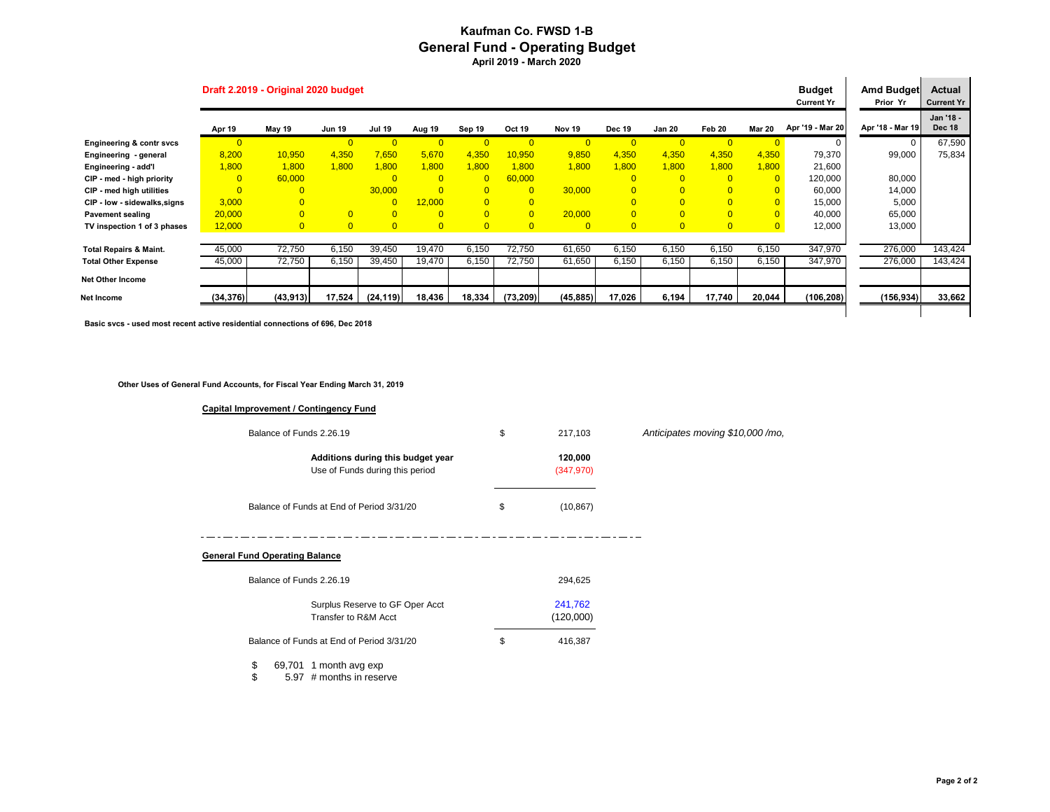# Kaufman Co. FWSD 1-B

## General Fund - Operating Budget

**April 2019 - March 2020**

**Draft 2.2019 - Original 2020 budget**

| | Apr 19 | May 19 | Jun 19 | Jul 19 | Aug 19 | Sep 19 | Oct 19 | Nov 19 | Dec 19 | Jan 20 | Feb 20 | Mar 20 | **Budget** Current Yr Apr '19 - Mar 20 | **Amd Budget** Prior Yr Apr '18 - Mar 19 | **Actual** Current Yr Jan '18 - Dec 18 |
|---|---|---|---|---|---|---|---|---|---|---|---|---|---|---|---|
| **Engineering & contr svcs** | 0 | | 0 | 0 | 0 | 0 | 0 | 0 | 0 | 0 | 0 | 0 | 0 | 0 | 67,590 |
| **Engineering - general** | 8,200 | 10,950 | 4,350 | 7,650 | 5,670 | 4,350 | 10,950 | 9,850 | 4,350 | 4,350 | 4,350 | 4,350 | 79,370 | 99,000 | 75,834 |
| **Engineering - add'l** | 1,800 | 1,800 | 1,800 | 1,800 | 1,800 | 1,800 | 1,800 | 1,800 | 1,800 | 1,800 | 1,800 | 1,800 | 21,600 | | |
| **CIP - med - high priority** | 0 | 60,000 | | 0 | 0 | 0 | 60,000 | | 0 | 0 | 0 | 0 | 120,000 | 80,000 | |
| **CIP - med high utilities** | 0 | 0 | | 30,000 | 0 | 0 | 0 | 30,000 | 0 | 0 | 0 | 0 | 60,000 | 14,000 | |
| **CIP - low - sidewalks,signs** | 3,000 | 0 | | 0 | 12,000 | 0 | 0 | | 0 | 0 | 0 | 0 | 15,000 | 5,000 | |
| **Pavement sealing** | 20,000 | 0 | 0 | 0 | 0 | 0 | 0 | 20,000 | 0 | 0 | 0 | 0 | 40,000 | 65,000 | |
| **TV inspection 1 of 3 phases** | 12,000 | 0 | 0 | 0 | 0 | 0 | 0 | 0 | 0 | 0 | 0 | 0 | 12,000 | 13,000 | |
| **Total Repairs & Maint.** | 45,000 | 72,750 | 6,150 | 39,450 | 19,470 | 6,150 | 72,750 | 61,650 | 6,150 | 6,150 | 6,150 | 6,150 | 347,970 | 276,000 | 143,424 |
| **Total Other Expense** | 45,000 | 72,750 | 6,150 | 39,450 | 19,470 | 6,150 | 72,750 | 61,650 | 6,150 | 6,150 | 6,150 | 6,150 | 347,970 | 276,000 | 143,424 |
| **Net Other Income** | | | | | | | | | | | | | | | |
| **Net Income** | **(34,376)** | **(43,913)** | **17,524** | **(24,119)** | **18,436** | **18,334** | **(73,209)** | **(45,885)** | **17,026** | **6,194** | **17,740** | **20,044** | **(106,208)** | **(156,934)** | **33,662** |

**Basic svcs - used most recent active residential connections of 696, Dec 2018**

**Other Uses of General Fund Accounts, for Fiscal Year Ending March 31, 2019**

**Capital Improvement / Contingency Fund**

| | | | |
|---|---|---|---|
| Balance of Funds 2.26.19 | $ | 217,103 | *Anticipates moving $10,000 /mo,* |
| **Additions during this budget year** | | **120,000** | |
| Use of Funds during this period | | (347,970) | |
| Balance of Funds at End of Period 3/31/20 | $ | (10,867) | |

**General Fund Operating Balance**

| | | |
|---|---|---|
| Balance of Funds 2.26.19 | | 294,625 |
| Surplus Reserve to GF Oper Acct | | 241,762 |
| Transfer to R&M Acct | | (120,000) |
| Balance of Funds at End of Period 3/31/20 | $ | 416,387 |

$ 69,701 1 month avg exp

$ 5.97 # months in reserve